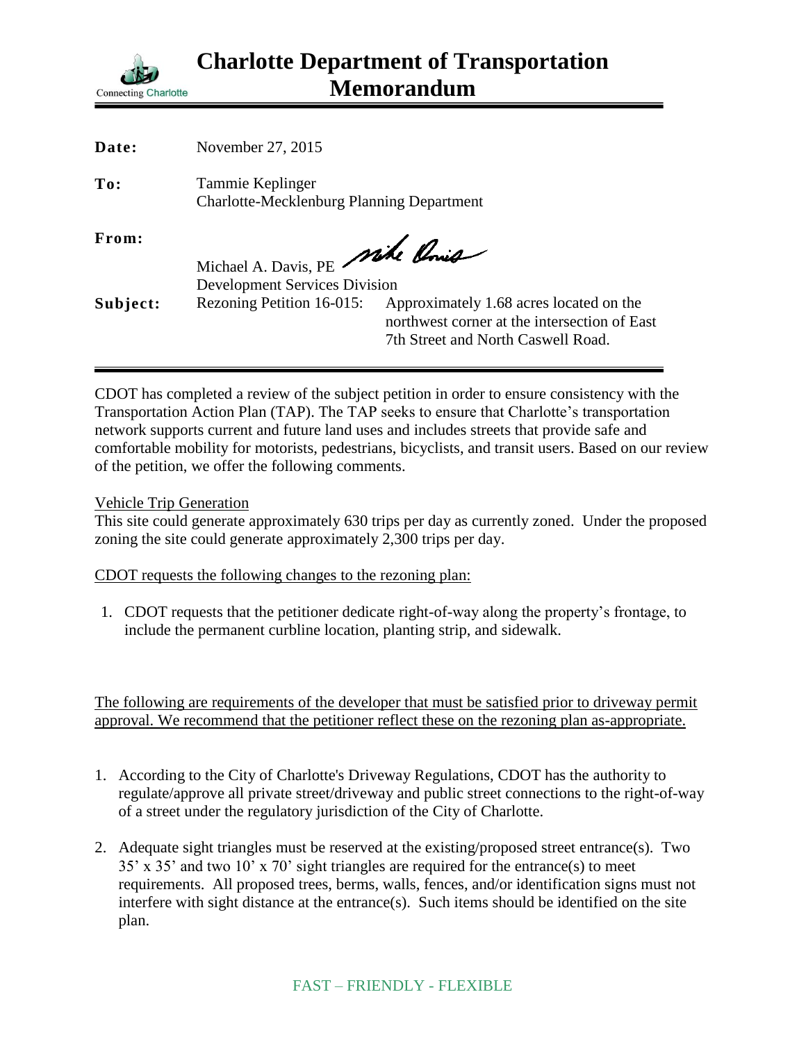# Charlotte Department of Transportation Memorandum

Connecting Charlotte

| | |
|---|---|
| **Date:** | November 27, 2015 |
| **To:** | Tammie Keplinger<br>Charlotte-Mecklenburg Planning Department |
| **From:** | Michael A. Davis, PE<br>Development Services Division |
| **Subject:** | Rezoning Petition 16-015: Approximately 1.68 acres located on the northwest corner at the intersection of East 7th Street and North Caswell Road. |

CDOT has completed a review of the subject petition in order to ensure consistency with the Transportation Action Plan (TAP). The TAP seeks to ensure that Charlotte's transportation network supports current and future land uses and includes streets that provide safe and comfortable mobility for motorists, pedestrians, bicyclists, and transit users. Based on our review of the petition, we offer the following comments.

Vehicle Trip Generation

This site could generate approximately 630 trips per day as currently zoned. Under the proposed zoning the site could generate approximately 2,300 trips per day.

CDOT requests the following changes to the rezoning plan:

1. CDOT requests that the petitioner dedicate right-of-way along the property's frontage, to include the permanent curbline location, planting strip, and sidewalk.

The following are requirements of the developer that must be satisfied prior to driveway permit approval. We recommend that the petitioner reflect these on the rezoning plan as-appropriate.

1. According to the City of Charlotte's Driveway Regulations, CDOT has the authority to regulate/approve all private street/driveway and public street connections to the right-of-way of a street under the regulatory jurisdiction of the City of Charlotte.

2. Adequate sight triangles must be reserved at the existing/proposed street entrance(s). Two 35' x 35' and two 10' x 70' sight triangles are required for the entrance(s) to meet requirements. All proposed trees, berms, walls, fences, and/or identification signs must not interfere with sight distance at the entrance(s). Such items should be identified on the site plan.

FAST – FRIENDLY - FLEXIBLE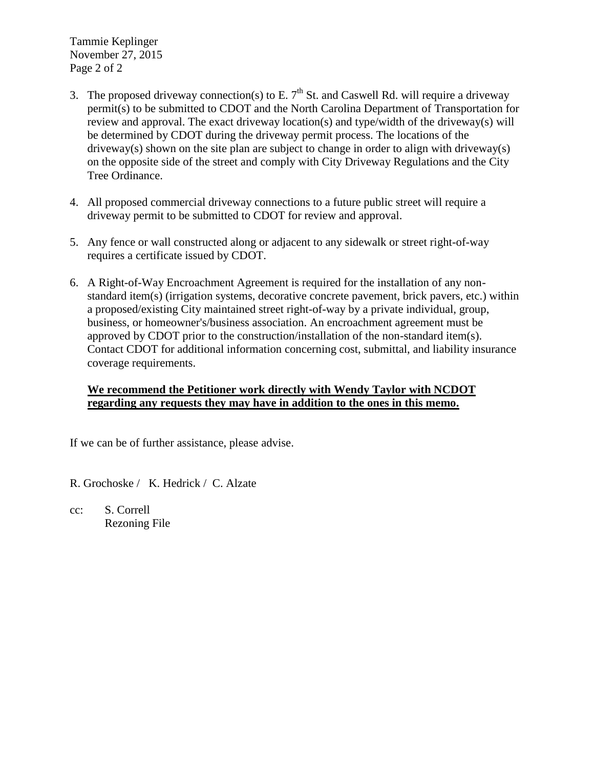3. The proposed driveway connection(s) to E. 7th St. and Caswell Rd. will require a driveway permit(s) to be submitted to CDOT and the North Carolina Department of Transportation for review and approval. The exact driveway location(s) and type/width of the driveway(s) will be determined by CDOT during the driveway permit process. The locations of the driveway(s) shown on the site plan are subject to change in order to align with driveway(s) on the opposite side of the street and comply with City Driveway Regulations and the City Tree Ordinance.

4. All proposed commercial driveway connections to a future public street will require a driveway permit to be submitted to CDOT for review and approval.

5. Any fence or wall constructed along or adjacent to any sidewalk or street right-of-way requires a certificate issued by CDOT.

6. A Right-of-Way Encroachment Agreement is required for the installation of any non-standard item(s) (irrigation systems, decorative concrete pavement, brick pavers, etc.) within a proposed/existing City maintained street right-of-way by a private individual, group, business, or homeowner's/business association. An encroachment agreement must be approved by CDOT prior to the construction/installation of the non-standard item(s). Contact CDOT for additional information concerning cost, submittal, and liability insurance coverage requirements.

**We recommend the Petitioner work directly with Wendy Taylor with NCDOT regarding any requests they may have in addition to the ones in this memo.**

If we can be of further assistance, please advise.

R. Grochoske / K. Hedrick / C. Alzate

cc: S. Correll
Rezoning File